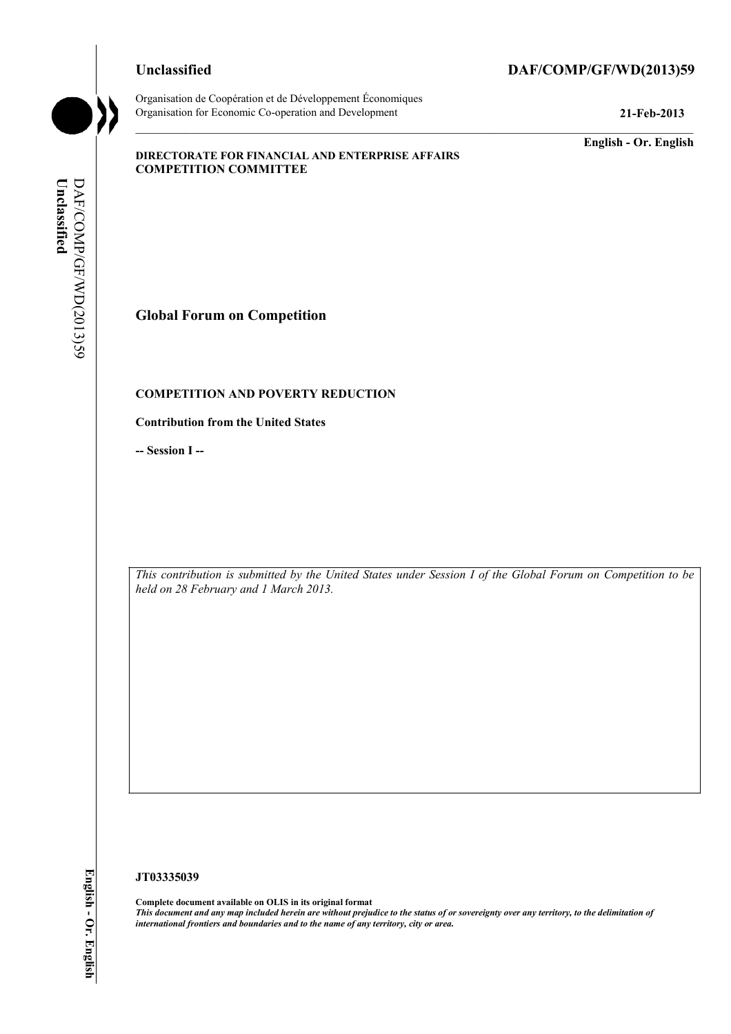**Unclassified** **DAF/COMP/GF/WD(2013)59**

Organisation de Coopération et de Développement Économiques
Organisation for Economic Co-operation and Development **21-Feb-2013**

**English - Or. English**

**DIRECTORATE FOR FINANCIAL AND ENTERPRISE AFFAIRS**
**COMPETITION COMMITTEE**

## Global Forum on Competition

**COMPETITION AND POVERTY REDUCTION**

**Contribution from the United States**

**-- Session I --**

*This contribution is submitted by the United States under Session I of the Global Forum on Competition to be held on 28 February and 1 March 2013.*

**JT03335039**

**Complete document available on OLIS in its original format**
***This document and any map included herein are without prejudice to the status of or sovereignty over any territory, to the delimitation of international frontiers and boundaries and to the name of any territory, city or area.***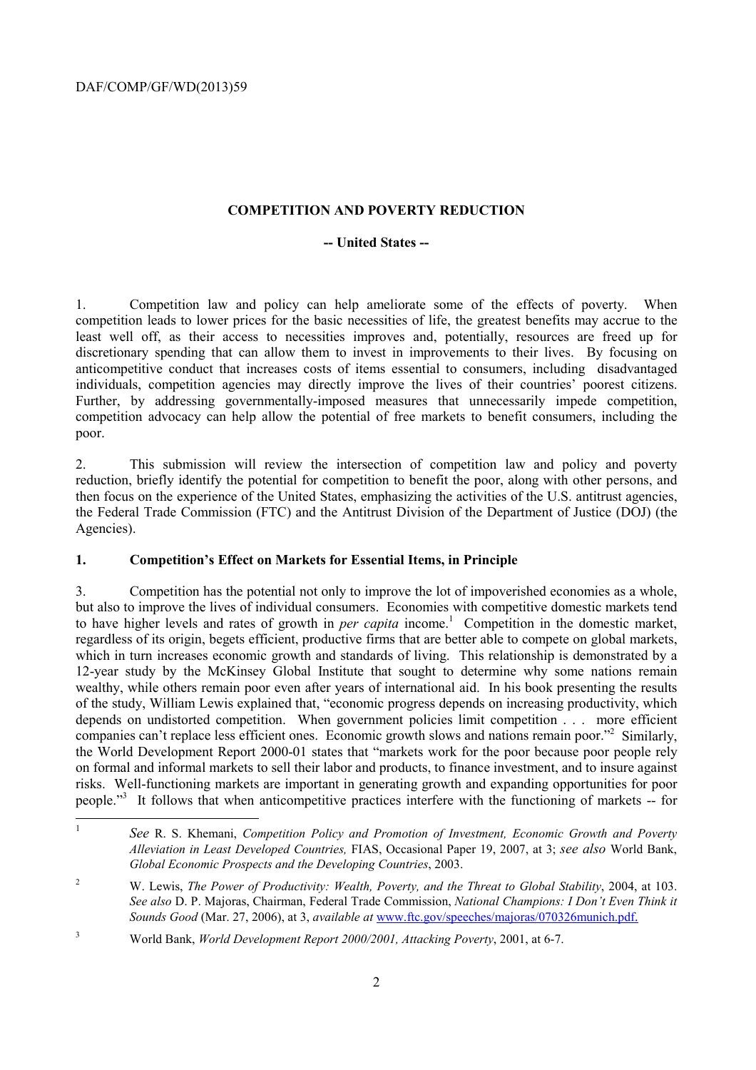**COMPETITION AND POVERTY REDUCTION**

**-- United States --**

1. Competition law and policy can help ameliorate some of the effects of poverty. When competition leads to lower prices for the basic necessities of life, the greatest benefits may accrue to the least well off, as their access to necessities improves and, potentially, resources are freed up for discretionary spending that can allow them to invest in improvements to their lives. By focusing on anticompetitive conduct that increases costs of items essential to consumers, including disadvantaged individuals, competition agencies may directly improve the lives of their countries' poorest citizens. Further, by addressing governmentally-imposed measures that unnecessarily impede competition, competition advocacy can help allow the potential of free markets to benefit consumers, including the poor.

2. This submission will review the intersection of competition law and policy and poverty reduction, briefly identify the potential for competition to benefit the poor, along with other persons, and then focus on the experience of the United States, emphasizing the activities of the U.S. antitrust agencies, the Federal Trade Commission (FTC) and the Antitrust Division of the Department of Justice (DOJ) (the Agencies).

## 1. Competition's Effect on Markets for Essential Items, in Principle

3. Competition has the potential not only to improve the lot of impoverished economies as a whole, but also to improve the lives of individual consumers. Economies with competitive domestic markets tend to have higher levels and rates of growth in *per capita* income.[1] Competition in the domestic market, regardless of its origin, begets efficient, productive firms that are better able to compete on global markets, which in turn increases economic growth and standards of living. This relationship is demonstrated by a 12-year study by the McKinsey Global Institute that sought to determine why some nations remain wealthy, while others remain poor even after years of international aid. In his book presenting the results of the study, William Lewis explained that, "economic progress depends on increasing productivity, which depends on undistorted competition. When government policies limit competition . . . more efficient companies can't replace less efficient ones. Economic growth slows and nations remain poor."[2] Similarly, the World Development Report 2000-01 states that "markets work for the poor because poor people rely on formal and informal markets to sell their labor and products, to finance investment, and to insure against risks. Well-functioning markets are important in generating growth and expanding opportunities for poor people."[3] It follows that when anticompetitive practices interfere with the functioning of markets -- for

---

[1] *See* R. S. Khemani, *Competition Policy and Promotion of Investment, Economic Growth and Poverty Alleviation in Least Developed Countries,* FIAS, Occasional Paper 19, 2007, at 3; *see also* World Bank, *Global Economic Prospects and the Developing Countries*, 2003.

[2] W. Lewis, *The Power of Productivity: Wealth, Poverty, and the Threat to Global Stability*, 2004, at 103. *See also* D. P. Majoras, Chairman, Federal Trade Commission, *National Champions: I Don't Even Think it Sounds Good* (Mar. 27, 2006), at 3, *available at* www.ftc.gov/speeches/majoras/070326munich.pdf.

[3] World Bank, *World Development Report 2000/2001, Attacking Poverty*, 2001, at 6-7.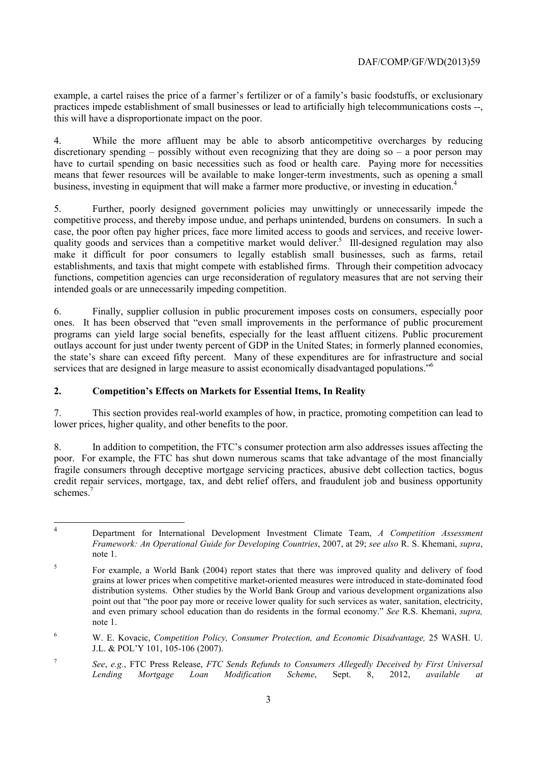example, a cartel raises the price of a farmer's fertilizer or of a family's basic foodstuffs, or exclusionary practices impede establishment of small businesses or lead to artificially high telecommunications costs --, this will have a disproportionate impact on the poor.

4. While the more affluent may be able to absorb anticompetitive overcharges by reducing discretionary spending – possibly without even recognizing that they are doing so – a poor person may have to curtail spending on basic necessities such as food or health care. Paying more for necessities means that fewer resources will be available to make longer-term investments, such as opening a small business, investing in equipment that will make a farmer more productive, or investing in education.[4]

5. Further, poorly designed government policies may unwittingly or unnecessarily impede the competitive process, and thereby impose undue, and perhaps unintended, burdens on consumers. In such a case, the poor often pay higher prices, face more limited access to goods and services, and receive lower-quality goods and services than a competitive market would deliver.[5] Ill-designed regulation may also make it difficult for poor consumers to legally establish small businesses, such as farms, retail establishments, and taxis that might compete with established firms. Through their competition advocacy functions, competition agencies can urge reconsideration of regulatory measures that are not serving their intended goals or are unnecessarily impeding competition.

6. Finally, supplier collusion in public procurement imposes costs on consumers, especially poor ones. It has been observed that "even small improvements in the performance of public procurement programs can yield large social benefits, especially for the least affluent citizens. Public procurement outlays account for just under twenty percent of GDP in the United States; in formerly planned economies, the state's share can exceed fifty percent. Many of these expenditures are for infrastructure and social services that are designed in large measure to assist economically disadvantaged populations."[6]

## 2. Competition's Effects on Markets for Essential Items, In Reality

7. This section provides real-world examples of how, in practice, promoting competition can lead to lower prices, higher quality, and other benefits to the poor.

8. In addition to competition, the FTC's consumer protection arm also addresses issues affecting the poor. For example, the FTC has shut down numerous scams that take advantage of the most financially fragile consumers through deceptive mortgage servicing practices, abusive debt collection tactics, bogus credit repair services, mortgage, tax, and debt relief offers, and fraudulent job and business opportunity schemes.[7]

---

[4] Department for International Development Investment Climate Team, *A Competition Assessment Framework: An Operational Guide for Developing Countries*, 2007, at 29; *see also* R. S. Khemani, *supra*, note 1.

[5] For example, a World Bank (2004) report states that there was improved quality and delivery of food grains at lower prices when competitive market-oriented measures were introduced in state-dominated food distribution systems. Other studies by the World Bank Group and various development organizations also point out that "the poor pay more or receive lower quality for such services as water, sanitation, electricity, and even primary school education than do residents in the formal economy." *See* R.S. Khemani, *supra,* note 1.

[6] W. E. Kovacic, *Competition Policy, Consumer Protection, and Economic Disadvantage,* 25 WASH. U. J.L. & POL'Y 101, 105-106 (2007).

[7] *See*, *e.g.*, FTC Press Release, *FTC Sends Refunds to Consumers Allegedly Deceived by First Universal Lending Mortgage Loan Modification Scheme*, Sept. 8, 2012, *available at*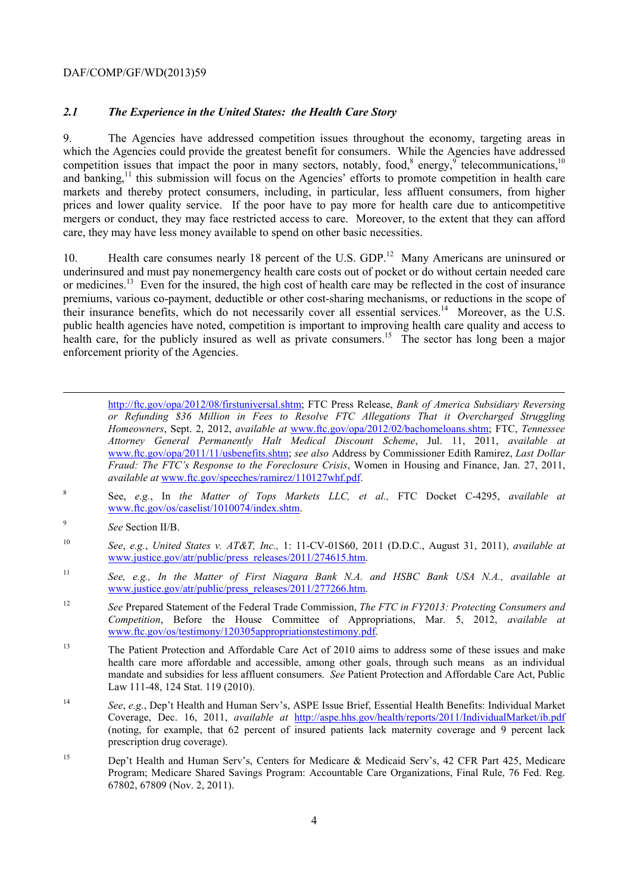### *2.1 The Experience in the United States: the Health Care Story*

9. The Agencies have addressed competition issues throughout the economy, targeting areas in which the Agencies could provide the greatest benefit for consumers. While the Agencies have addressed competition issues that impact the poor in many sectors, notably, food,[8] energy,[9] telecommunications,[10] and banking,[11] this submission will focus on the Agencies' efforts to promote competition in health care markets and thereby protect consumers, including, in particular, less affluent consumers, from higher prices and lower quality service. If the poor have to pay more for health care due to anticompetitive mergers or conduct, they may face restricted access to care. Moreover, to the extent that they can afford care, they may have less money available to spend on other basic necessities.

10. Health care consumes nearly 18 percent of the U.S. GDP.[12] Many Americans are uninsured or underinsured and must pay nonemergency health care costs out of pocket or do without certain needed care or medicines.[13] Even for the insured, the high cost of health care may be reflected in the cost of insurance premiums, various co-payment, deductible or other cost-sharing mechanisms, or reductions in the scope of their insurance benefits, which do not necessarily cover all essential services.[14] Moreover, as the U.S. public health agencies have noted, competition is important to improving health care quality and access to health care, for the publicly insured as well as private consumers.[15] The sector has long been a major enforcement priority of the Agencies.

---

http://ftc.gov/opa/2012/08/firstuniversal.shtm; FTC Press Release, *Bank of America Subsidiary Reversing or Refunding $36 Million in Fees to Resolve FTC Allegations That it Overcharged Struggling Homeowners*, Sept. 2, 2012, *available at* www.ftc.gov/opa/2012/02/bachomeloans.shtm; FTC, *Tennessee Attorney General Permanently Halt Medical Discount Scheme*, Jul. 11, 2011, *available at* www.ftc.gov/opa/2011/11/usbenefits.shtm; *see also* Address by Commissioner Edith Ramirez, *Last Dollar Fraud: The FTC's Response to the Foreclosure Crisis*, Women in Housing and Finance, Jan. 27, 2011, *available at* www.ftc.gov/speeches/ramirez/110127whf.pdf.

[8] See, *e.g.*, In *the Matter of Tops Markets LLC, et al.,* FTC Docket C-4295, *available at* www.ftc.gov/os/caselist/1010074/index.shtm.

[9] *See* Section II/B.

[10] *See*, *e.g.*, *United States v. AT&T, Inc.,* 1: 11-CV-01S60, 2011 (D.D.C., August 31, 2011), *available at* www.justice.gov/atr/public/press_releases/2011/274615.htm.

[11] *See, e.g., In the Matter of First Niagara Bank N.A. and HSBC Bank USA N.A., available at* www.justice.gov/atr/public/press_releases/2011/277266.htm.

[12] *See* Prepared Statement of the Federal Trade Commission, *The FTC in FY2013: Protecting Consumers and Competition*, Before the House Committee of Appropriations, Mar. 5, 2012, *available at* www.ftc.gov/os/testimony/120305appropriationstestimony.pdf.

[13] The Patient Protection and Affordable Care Act of 2010 aims to address some of these issues and make health care more affordable and accessible, among other goals, through such means as an individual mandate and subsidies for less affluent consumers. *See* Patient Protection and Affordable Care Act, Public Law 111-48, 124 Stat. 119 (2010).

[14] *See*, *e.g.*, Dep't Health and Human Serv's, ASPE Issue Brief, Essential Health Benefits: Individual Market Coverage, Dec. 16, 2011, *available at* http://aspe.hhs.gov/health/reports/2011/IndividualMarket/ib.pdf (noting, for example, that 62 percent of insured patients lack maternity coverage and 9 percent lack prescription drug coverage).

[15] Dep't Health and Human Serv's, Centers for Medicare & Medicaid Serv's, 42 CFR Part 425, Medicare Program; Medicare Shared Savings Program: Accountable Care Organizations, Final Rule, 76 Fed. Reg. 67802, 67809 (Nov. 2, 2011).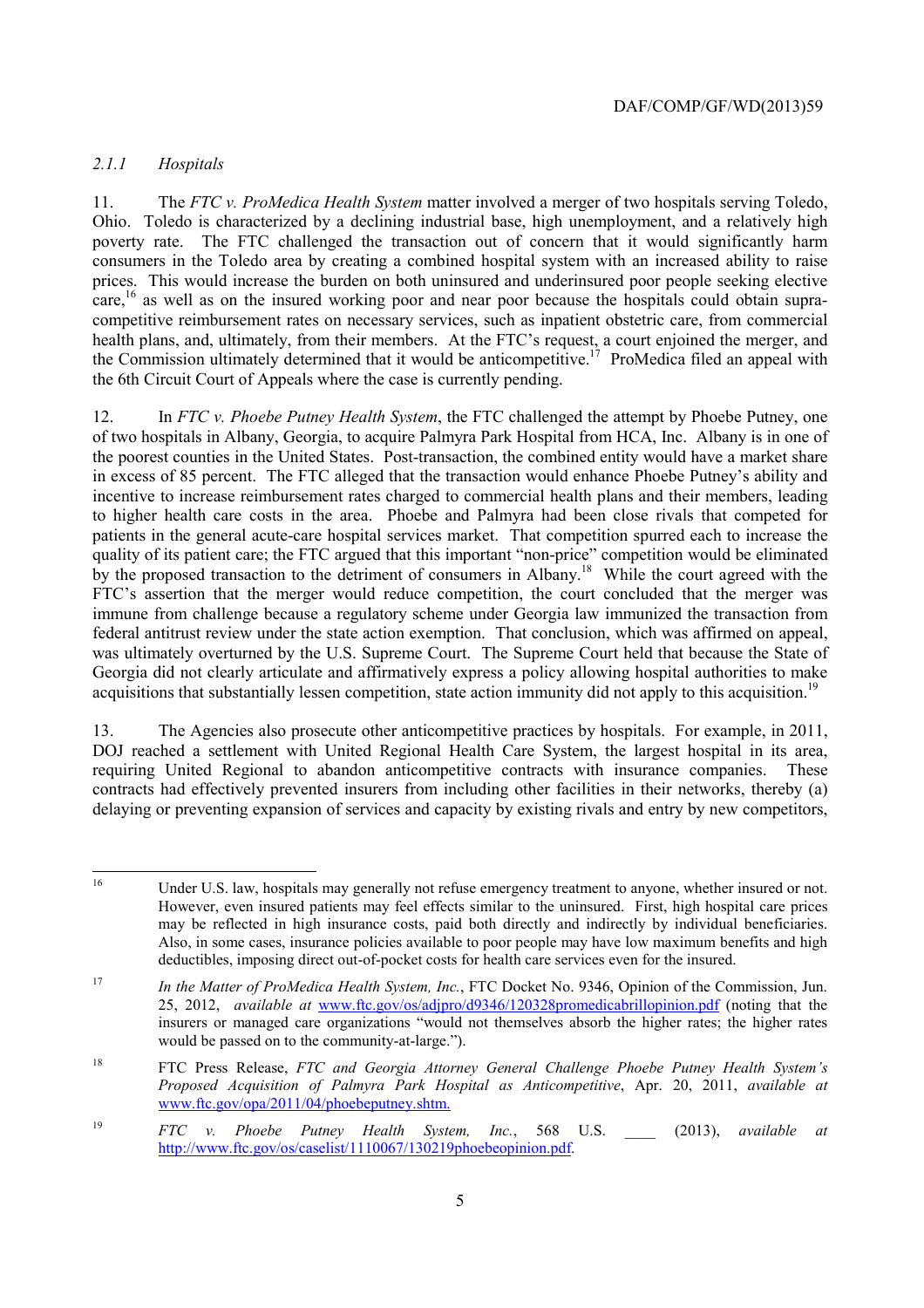### *2.1.1 Hospitals*

11. The *FTC v. ProMedica Health System* matter involved a merger of two hospitals serving Toledo, Ohio. Toledo is characterized by a declining industrial base, high unemployment, and a relatively high poverty rate. The FTC challenged the transaction out of concern that it would significantly harm consumers in the Toledo area by creating a combined hospital system with an increased ability to raise prices. This would increase the burden on both uninsured and underinsured poor people seeking elective care,[16] as well as on the insured working poor and near poor because the hospitals could obtain supra-competitive reimbursement rates on necessary services, such as inpatient obstetric care, from commercial health plans, and, ultimately, from their members. At the FTC's request, a court enjoined the merger, and the Commission ultimately determined that it would be anticompetitive.[17] ProMedica filed an appeal with the 6th Circuit Court of Appeals where the case is currently pending.

12. In *FTC v. Phoebe Putney Health System*, the FTC challenged the attempt by Phoebe Putney, one of two hospitals in Albany, Georgia, to acquire Palmyra Park Hospital from HCA, Inc. Albany is in one of the poorest counties in the United States. Post-transaction, the combined entity would have a market share in excess of 85 percent. The FTC alleged that the transaction would enhance Phoebe Putney's ability and incentive to increase reimbursement rates charged to commercial health plans and their members, leading to higher health care costs in the area. Phoebe and Palmyra had been close rivals that competed for patients in the general acute-care hospital services market. That competition spurred each to increase the quality of its patient care; the FTC argued that this important "non-price" competition would be eliminated by the proposed transaction to the detriment of consumers in Albany.[18] While the court agreed with the FTC's assertion that the merger would reduce competition, the court concluded that the merger was immune from challenge because a regulatory scheme under Georgia law immunized the transaction from federal antitrust review under the state action exemption. That conclusion, which was affirmed on appeal, was ultimately overturned by the U.S. Supreme Court. The Supreme Court held that because the State of Georgia did not clearly articulate and affirmatively express a policy allowing hospital authorities to make acquisitions that substantially lessen competition, state action immunity did not apply to this acquisition.[19]

13. The Agencies also prosecute other anticompetitive practices by hospitals. For example, in 2011, DOJ reached a settlement with United Regional Health Care System, the largest hospital in its area, requiring United Regional to abandon anticompetitive contracts with insurance companies. These contracts had effectively prevented insurers from including other facilities in their networks, thereby (a) delaying or preventing expansion of services and capacity by existing rivals and entry by new competitors,

---

[16] Under U.S. law, hospitals may generally not refuse emergency treatment to anyone, whether insured or not. However, even insured patients may feel effects similar to the uninsured. First, high hospital care prices may be reflected in high insurance costs, paid both directly and indirectly by individual beneficiaries. Also, in some cases, insurance policies available to poor people may have low maximum benefits and high deductibles, imposing direct out-of-pocket costs for health care services even for the insured.

[17] *In the Matter of ProMedica Health System, Inc.*, FTC Docket No. 9346, Opinion of the Commission, Jun. 25, 2012, *available at* www.ftc.gov/os/adjpro/d9346/120328promedicabrillopinion.pdf (noting that the insurers or managed care organizations "would not themselves absorb the higher rates; the higher rates would be passed on to the community-at-large.").

[18] FTC Press Release, *FTC and Georgia Attorney General Challenge Phoebe Putney Health System's Proposed Acquisition of Palmyra Park Hospital as Anticompetitive*, Apr. 20, 2011, *available at* www.ftc.gov/opa/2011/04/phoebeputney.shtm.

[19] *FTC v. Phoebe Putney Health System, Inc.*, 568 U.S. ____ (2013), *available at* http://www.ftc.gov/os/caselist/1110067/130219phoebeopinion.pdf.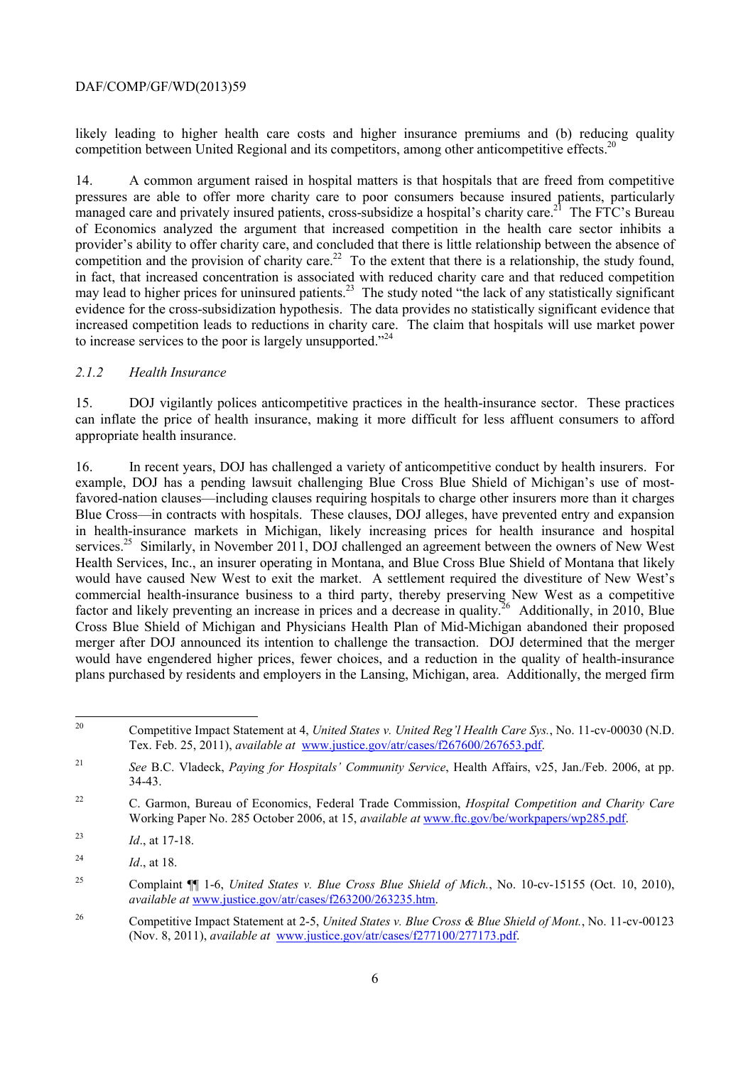likely leading to higher health care costs and higher insurance premiums and (b) reducing quality competition between United Regional and its competitors, among other anticompetitive effects.[20]

14. A common argument raised in hospital matters is that hospitals that are freed from competitive pressures are able to offer more charity care to poor consumers because insured patients, particularly managed care and privately insured patients, cross-subsidize a hospital's charity care.[21] The FTC's Bureau of Economics analyzed the argument that increased competition in the health care sector inhibits a provider's ability to offer charity care, and concluded that there is little relationship between the absence of competition and the provision of charity care.[22] To the extent that there is a relationship, the study found, in fact, that increased concentration is associated with reduced charity care and that reduced competition may lead to higher prices for uninsured patients.[23] The study noted "the lack of any statistically significant evidence for the cross-subsidization hypothesis. The data provides no statistically significant evidence that increased competition leads to reductions in charity care. The claim that hospitals will use market power to increase services to the poor is largely unsupported."[24]

### *2.1.2 Health Insurance*

15. DOJ vigilantly polices anticompetitive practices in the health-insurance sector. These practices can inflate the price of health insurance, making it more difficult for less affluent consumers to afford appropriate health insurance.

16. In recent years, DOJ has challenged a variety of anticompetitive conduct by health insurers. For example, DOJ has a pending lawsuit challenging Blue Cross Blue Shield of Michigan's use of most-favored-nation clauses—including clauses requiring hospitals to charge other insurers more than it charges Blue Cross—in contracts with hospitals. These clauses, DOJ alleges, have prevented entry and expansion in health-insurance markets in Michigan, likely increasing prices for health insurance and hospital services.[25] Similarly, in November 2011, DOJ challenged an agreement between the owners of New West Health Services, Inc., an insurer operating in Montana, and Blue Cross Blue Shield of Montana that likely would have caused New West to exit the market. A settlement required the divestiture of New West's commercial health-insurance business to a third party, thereby preserving New West as a competitive factor and likely preventing an increase in prices and a decrease in quality.[26] Additionally, in 2010, Blue Cross Blue Shield of Michigan and Physicians Health Plan of Mid-Michigan abandoned their proposed merger after DOJ announced its intention to challenge the transaction. DOJ determined that the merger would have engendered higher prices, fewer choices, and a reduction in the quality of health-insurance plans purchased by residents and employers in the Lansing, Michigan, area. Additionally, the merged firm

---

[20] Competitive Impact Statement at 4, *United States v. United Reg'l Health Care Sys.*, No. 11-cv-00030 (N.D. Tex. Feb. 25, 2011), *available at* www.justice.gov/atr/cases/f267600/267653.pdf.

[21] *See* B.C. Vladeck, *Paying for Hospitals' Community Service*, Health Affairs, v25, Jan./Feb. 2006, at pp. 34-43.

[22] C. Garmon, Bureau of Economics, Federal Trade Commission, *Hospital Competition and Charity Care* Working Paper No. 285 October 2006, at 15, *available at* www.ftc.gov/be/workpapers/wp285.pdf.

[23] *Id.*, at 17-18.

[24] *Id.*, at 18.

[25] Complaint ¶¶ 1-6, *United States v. Blue Cross Blue Shield of Mich.*, No. 10-cv-15155 (Oct. 10, 2010), *available at* www.justice.gov/atr/cases/f263200/263235.htm.

[26] Competitive Impact Statement at 2-5, *United States v. Blue Cross & Blue Shield of Mont.*, No. 11-cv-00123 (Nov. 8, 2011), *available at* www.justice.gov/atr/cases/f277100/277173.pdf.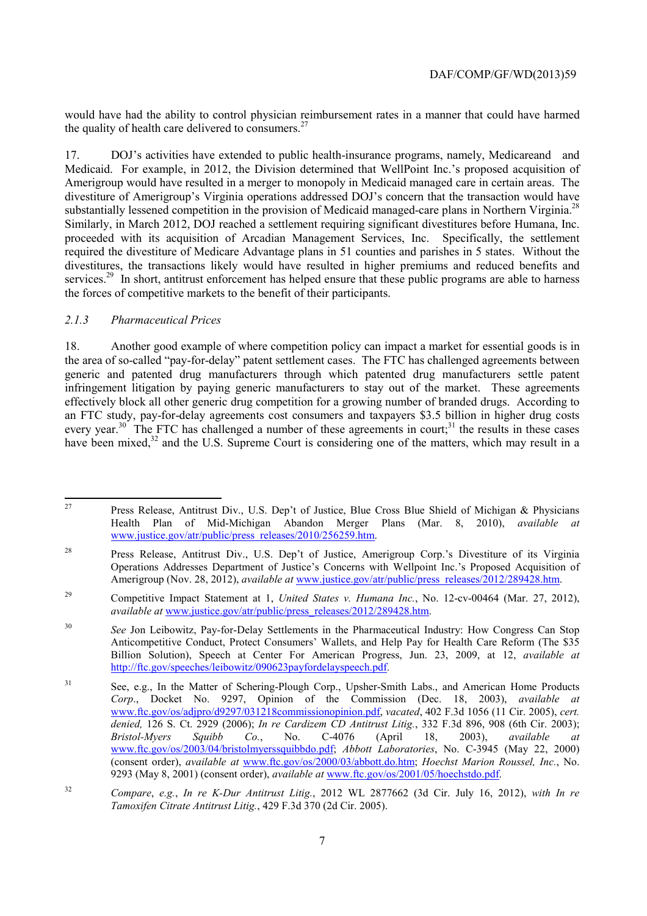would have had the ability to control physician reimbursement rates in a manner that could have harmed the quality of health care delivered to consumers.[27]

17. DOJ's activities have extended to public health-insurance programs, namely, Medicareand and Medicaid. For example, in 2012, the Division determined that WellPoint Inc.'s proposed acquisition of Amerigroup would have resulted in a merger to monopoly in Medicaid managed care in certain areas. The divestiture of Amerigroup's Virginia operations addressed DOJ's concern that the transaction would have substantially lessened competition in the provision of Medicaid managed-care plans in Northern Virginia.[28] Similarly, in March 2012, DOJ reached a settlement requiring significant divestitures before Humana, Inc. proceeded with its acquisition of Arcadian Management Services, Inc. Specifically, the settlement required the divestiture of Medicare Advantage plans in 51 counties and parishes in 5 states. Without the divestitures, the transactions likely would have resulted in higher premiums and reduced benefits and services.[29] In short, antitrust enforcement has helped ensure that these public programs are able to harness the forces of competitive markets to the benefit of their participants.

### *2.1.3 Pharmaceutical Prices*

18. Another good example of where competition policy can impact a market for essential goods is in the area of so-called "pay-for-delay" patent settlement cases. The FTC has challenged agreements between generic and patented drug manufacturers through which patented drug manufacturers settle patent infringement litigation by paying generic manufacturers to stay out of the market. These agreements effectively block all other generic drug competition for a growing number of branded drugs. According to an FTC study, pay-for-delay agreements cost consumers and taxpayers $3.5 billion in higher drug costs every year.[30] The FTC has challenged a number of these agreements in court;[31] the results in these cases have been mixed,[32] and the U.S. Supreme Court is considering one of the matters, which may result in a

---

27 Press Release, Antitrust Div., U.S. Dep't of Justice, Blue Cross Blue Shield of Michigan & Physicians Health Plan of Mid-Michigan Abandon Merger Plans (Mar. 8, 2010), *available at* www.justice.gov/atr/public/press_releases/2010/256259.htm.

28 Press Release, Antitrust Div., U.S. Dep't of Justice, Amerigroup Corp.'s Divestiture of its Virginia Operations Addresses Department of Justice's Concerns with Wellpoint Inc.'s Proposed Acquisition of Amerigroup (Nov. 28, 2012), *available at* www.justice.gov/atr/public/press_releases/2012/289428.htm.

29 Competitive Impact Statement at 1, *United States v. Humana Inc.*, No. 12-cv-00464 (Mar. 27, 2012), *available at* www.justice.gov/atr/public/press_releases/2012/289428.htm.

30 *See* Jon Leibowitz, Pay-for-Delay Settlements in the Pharmaceutical Industry: How Congress Can Stop Anticompetitive Conduct, Protect Consumers' Wallets, and Help Pay for Health Care Reform (The $35 Billion Solution), Speech at Center For American Progress, Jun. 23, 2009, at 12, *available at* http://ftc.gov/speeches/leibowitz/090623payfordelayspeech.pdf.

31 See, e.g., In the Matter of Schering-Plough Corp., Upsher-Smith Labs., and American Home Products *Corp*., Docket No. 9297, Opinion of the Commission (Dec. 18, 2003), *available at* www.ftc.gov/os/adjpro/d9297/031218commissionopinion.pdf, *vacated*, 402 F.3d 1056 (11 Cir. 2005), *cert. denied,* 126 S. Ct. 2929 (2006); *In re Cardizem CD Antitrust Litig.*, 332 F.3d 896, 908 (6th Cir. 2003); *Bristol-Myers Squibb Co.*, No. C-4076 (April 18, 2003), *available at* www.ftc.gov/os/2003/04/bristolmyerssquibbdo.pdf; *Abbott Laboratories*, No. C-3945 (May 22, 2000) (consent order), *available at* www.ftc.gov/os/2000/03/abbott.do.htm; *Hoechst Marion Roussel, Inc.*, No. 9293 (May 8, 2001) (consent order), *available at* www.ftc.gov/os/2001/05/hoechstdo.pdf.

32 *Compare*, *e.g.*, *In re K-Dur Antitrust Litig.*, 2012 WL 2877662 (3d Cir. July 16, 2012), *with In re Tamoxifen Citrate Antitrust Litig.*, 429 F.3d 370 (2d Cir. 2005).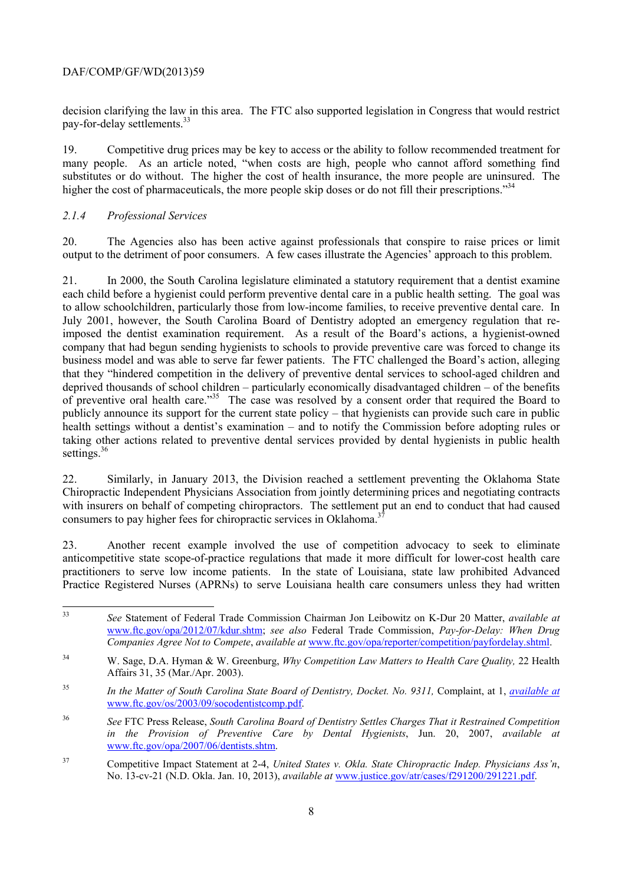decision clarifying the law in this area. The FTC also supported legislation in Congress that would restrict pay-for-delay settlements.[33]

19. Competitive drug prices may be key to access or the ability to follow recommended treatment for many people. As an article noted, "when costs are high, people who cannot afford something find substitutes or do without. The higher the cost of health insurance, the more people are uninsured. The higher the cost of pharmaceuticals, the more people skip doses or do not fill their prescriptions."[34]

### *2.1.4 Professional Services*

20. The Agencies also has been active against professionals that conspire to raise prices or limit output to the detriment of poor consumers. A few cases illustrate the Agencies' approach to this problem.

21. In 2000, the South Carolina legislature eliminated a statutory requirement that a dentist examine each child before a hygienist could perform preventive dental care in a public health setting. The goal was to allow schoolchildren, particularly those from low-income families, to receive preventive dental care. In July 2001, however, the South Carolina Board of Dentistry adopted an emergency regulation that re-imposed the dentist examination requirement. As a result of the Board's actions, a hygienist-owned company that had begun sending hygienists to schools to provide preventive care was forced to change its business model and was able to serve far fewer patients. The FTC challenged the Board's action, alleging that they "hindered competition in the delivery of preventive dental services to school-aged children and deprived thousands of school children – particularly economically disadvantaged children – of the benefits of preventive oral health care."[35] The case was resolved by a consent order that required the Board to publicly announce its support for the current state policy – that hygienists can provide such care in public health settings without a dentist's examination – and to notify the Commission before adopting rules or taking other actions related to preventive dental services provided by dental hygienists in public health settings.[36]

22. Similarly, in January 2013, the Division reached a settlement preventing the Oklahoma State Chiropractic Independent Physicians Association from jointly determining prices and negotiating contracts with insurers on behalf of competing chiropractors. The settlement put an end to conduct that had caused consumers to pay higher fees for chiropractic services in Oklahoma.[37]

23. Another recent example involved the use of competition advocacy to seek to eliminate anticompetitive state scope-of-practice regulations that made it more difficult for lower-cost health care practitioners to serve low income patients. In the state of Louisiana, state law prohibited Advanced Practice Registered Nurses (APRNs) to serve Louisiana health care consumers unless they had written

---

[33] *See* Statement of Federal Trade Commission Chairman Jon Leibowitz on K-Dur 20 Matter, *available at* www.ftc.gov/opa/2012/07/kdur.shtm; *see also* Federal Trade Commission, *Pay-for-Delay: When Drug Companies Agree Not to Compete*, *available at* www.ftc.gov/opa/reporter/competition/payfordelay.shtml.

[34] W. Sage, D.A. Hyman & W. Greenburg, *Why Competition Law Matters to Health Care Quality,* 22 Health Affairs 31, 35 (Mar./Apr. 2003).

[35] *In the Matter of South Carolina State Board of Dentistry, Docket. No. 9311,* Complaint, at 1, *available at* www.ftc.gov/os/2003/09/socodentistcomp.pdf.

[36] *See* FTC Press Release, *South Carolina Board of Dentistry Settles Charges That it Restrained Competition in the Provision of Preventive Care by Dental Hygienists*, Jun. 20, 2007, *available at* www.ftc.gov/opa/2007/06/dentists.shtm.

[37] Competitive Impact Statement at 2-4, *United States v. Okla. State Chiropractic Indep. Physicians Ass'n*, No. 13-cv-21 (N.D. Okla. Jan. 10, 2013), *available at* www.justice.gov/atr/cases/f291200/291221.pdf.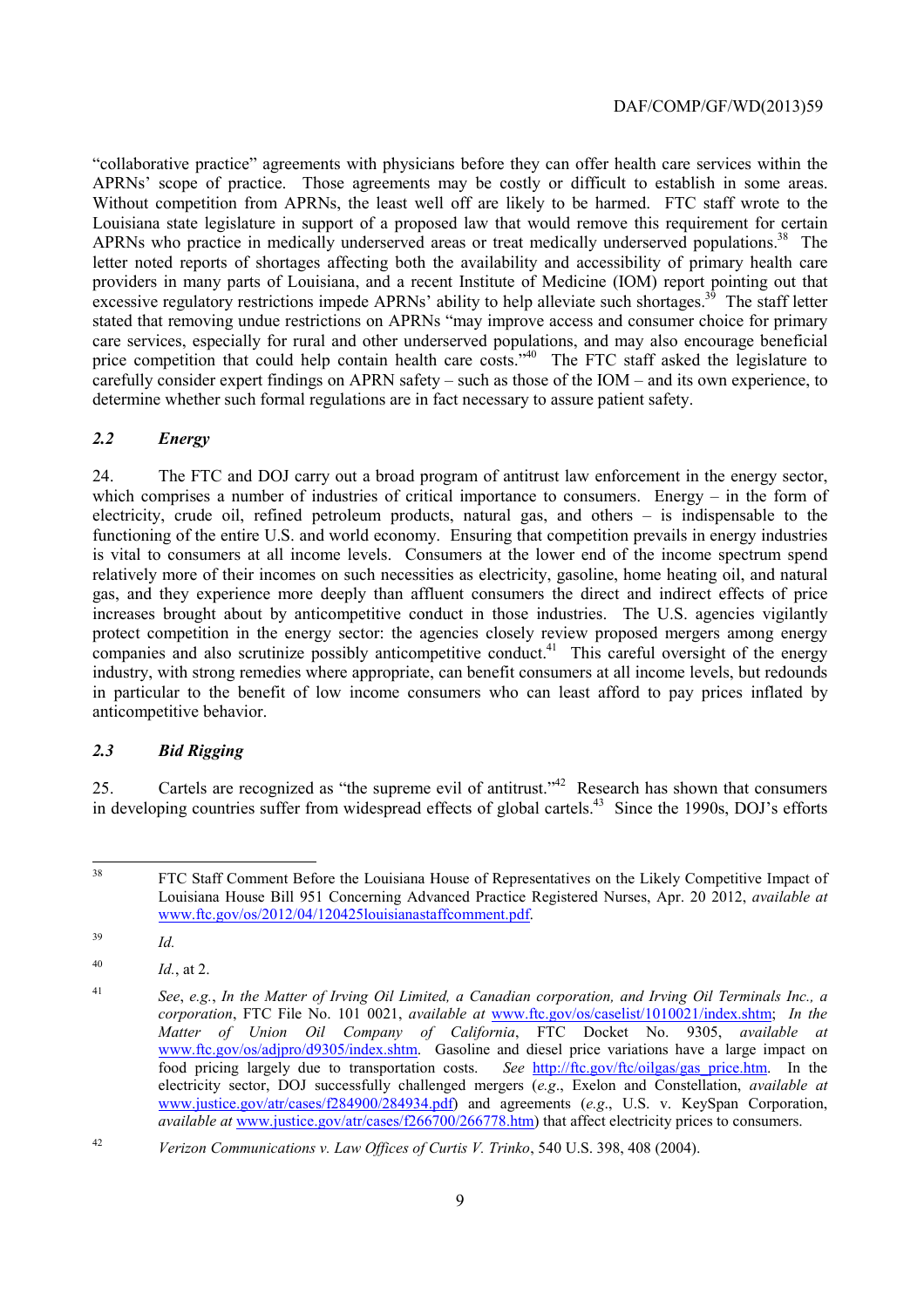"collaborative practice" agreements with physicians before they can offer health care services within the APRNs' scope of practice. Those agreements may be costly or difficult to establish in some areas. Without competition from APRNs, the least well off are likely to be harmed. FTC staff wrote to the Louisiana state legislature in support of a proposed law that would remove this requirement for certain APRNs who practice in medically underserved areas or treat medically underserved populations.[38] The letter noted reports of shortages affecting both the availability and accessibility of primary health care providers in many parts of Louisiana, and a recent Institute of Medicine (IOM) report pointing out that excessive regulatory restrictions impede APRNs' ability to help alleviate such shortages.[39] The staff letter stated that removing undue restrictions on APRNs "may improve access and consumer choice for primary care services, especially for rural and other underserved populations, and may also encourage beneficial price competition that could help contain health care costs."[40] The FTC staff asked the legislature to carefully consider expert findings on APRN safety – such as those of the IOM – and its own experience, to determine whether such formal regulations are in fact necessary to assure patient safety.

### *2.2 Energy*

24. The FTC and DOJ carry out a broad program of antitrust law enforcement in the energy sector, which comprises a number of industries of critical importance to consumers. Energy – in the form of electricity, crude oil, refined petroleum products, natural gas, and others – is indispensable to the functioning of the entire U.S. and world economy. Ensuring that competition prevails in energy industries is vital to consumers at all income levels. Consumers at the lower end of the income spectrum spend relatively more of their incomes on such necessities as electricity, gasoline, home heating oil, and natural gas, and they experience more deeply than affluent consumers the direct and indirect effects of price increases brought about by anticompetitive conduct in those industries. The U.S. agencies vigilantly protect competition in the energy sector: the agencies closely review proposed mergers among energy companies and also scrutinize possibly anticompetitive conduct.[41] This careful oversight of the energy industry, with strong remedies where appropriate, can benefit consumers at all income levels, but redounds in particular to the benefit of low income consumers who can least afford to pay prices inflated by anticompetitive behavior.

### *2.3 Bid Rigging*

25. Cartels are recognized as "the supreme evil of antitrust."[42] Research has shown that consumers in developing countries suffer from widespread effects of global cartels.[43] Since the 1990s, DOJ's efforts

---

[38] FTC Staff Comment Before the Louisiana House of Representatives on the Likely Competitive Impact of Louisiana House Bill 951 Concerning Advanced Practice Registered Nurses, Apr. 20 2012, *available at* www.ftc.gov/os/2012/04/120425louisianastaffcomment.pdf.

[39] *Id.*

[40] *Id.*, at 2.

[41] *See*, *e.g.*, *In the Matter of Irving Oil Limited, a Canadian corporation, and Irving Oil Terminals Inc., a corporation*, FTC File No. 101 0021, *available at* www.ftc.gov/os/caselist/1010021/index.shtm; *In the Matter of Union Oil Company of California*, FTC Docket No. 9305, *available at* www.ftc.gov/os/adjpro/d9305/index.shtm. Gasoline and diesel price variations have a large impact on food pricing largely due to transportation costs. *See* http://ftc.gov/ftc/oilgas/gas_price.htm. In the electricity sector, DOJ successfully challenged mergers (*e.g.*, Exelon and Constellation, *available at* www.justice.gov/atr/cases/f284900/284934.pdf) and agreements (*e.g.*, U.S. v. KeySpan Corporation, *available at* www.justice.gov/atr/cases/f266700/266778.htm) that affect electricity prices to consumers.

[42] *Verizon Communications v. Law Offices of Curtis V. Trinko*, 540 U.S. 398, 408 (2004).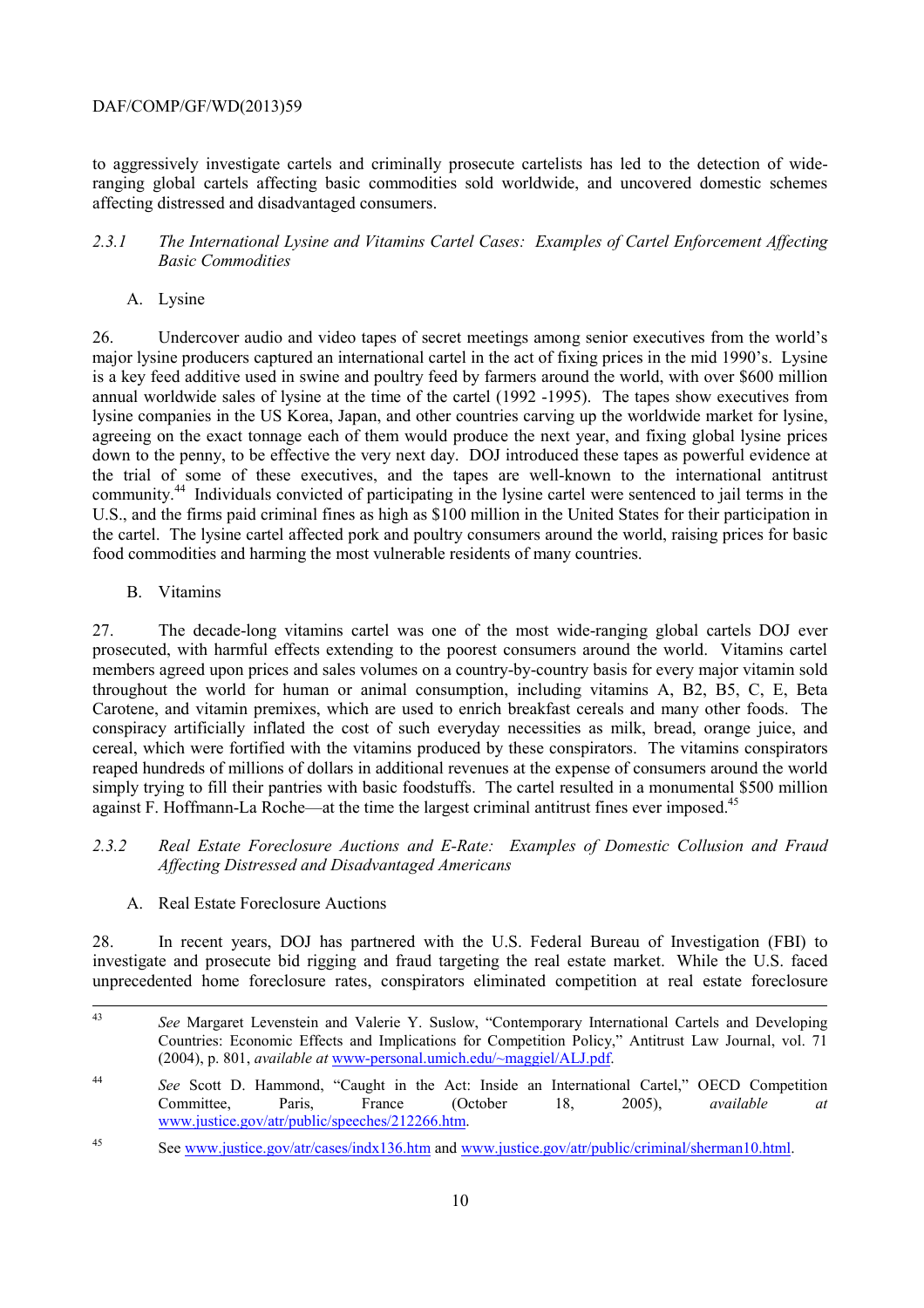to aggressively investigate cartels and criminally prosecute cartelists has led to the detection of wide-ranging global cartels affecting basic commodities sold worldwide, and uncovered domestic schemes affecting distressed and disadvantaged consumers.

### *2.3.1 The International Lysine and Vitamins Cartel Cases: Examples of Cartel Enforcement Affecting Basic Commodities*

A. Lysine

26. Undercover audio and video tapes of secret meetings among senior executives from the world's major lysine producers captured an international cartel in the act of fixing prices in the mid 1990's. Lysine is a key feed additive used in swine and poultry feed by farmers around the world, with over $600 million annual worldwide sales of lysine at the time of the cartel (1992 -1995). The tapes show executives from lysine companies in the US Korea, Japan, and other countries carving up the worldwide market for lysine, agreeing on the exact tonnage each of them would produce the next year, and fixing global lysine prices down to the penny, to be effective the very next day. DOJ introduced these tapes as powerful evidence at the trial of some of these executives, and the tapes are well-known to the international antitrust community.[44] Individuals convicted of participating in the lysine cartel were sentenced to jail terms in the U.S., and the firms paid criminal fines as high as $100 million in the United States for their participation in the cartel. The lysine cartel affected pork and poultry consumers around the world, raising prices for basic food commodities and harming the most vulnerable residents of many countries.

B. Vitamins

27. The decade-long vitamins cartel was one of the most wide-ranging global cartels DOJ ever prosecuted, with harmful effects extending to the poorest consumers around the world. Vitamins cartel members agreed upon prices and sales volumes on a country-by-country basis for every major vitamin sold throughout the world for human or animal consumption, including vitamins A, B2, B5, C, E, Beta Carotene, and vitamin premixes, which are used to enrich breakfast cereals and many other foods. The conspiracy artificially inflated the cost of such everyday necessities as milk, bread, orange juice, and cereal, which were fortified with the vitamins produced by these conspirators. The vitamins conspirators reaped hundreds of millions of dollars in additional revenues at the expense of consumers around the world simply trying to fill their pantries with basic foodstuffs. The cartel resulted in a monumental $500 million against F. Hoffmann-La Roche—at the time the largest criminal antitrust fines ever imposed.[45]

### *2.3.2 Real Estate Foreclosure Auctions and E-Rate: Examples of Domestic Collusion and Fraud Affecting Distressed and Disadvantaged Americans*

A. Real Estate Foreclosure Auctions

28. In recent years, DOJ has partnered with the U.S. Federal Bureau of Investigation (FBI) to investigate and prosecute bid rigging and fraud targeting the real estate market. While the U.S. faced unprecedented home foreclosure rates, conspirators eliminated competition at real estate foreclosure

---

[43] *See* Margaret Levenstein and Valerie Y. Suslow, "Contemporary International Cartels and Developing Countries: Economic Effects and Implications for Competition Policy," Antitrust Law Journal, vol. 71 (2004), p. 801, *available at* www-personal.umich.edu/~maggiel/ALJ.pdf.

[44] *See* Scott D. Hammond, "Caught in the Act: Inside an International Cartel," OECD Competition Committee, Paris, France (October 18, 2005), *available at* www.justice.gov/atr/public/speeches/212266.htm.

[45] See www.justice.gov/atr/cases/indx136.htm and www.justice.gov/atr/public/criminal/sherman10.html.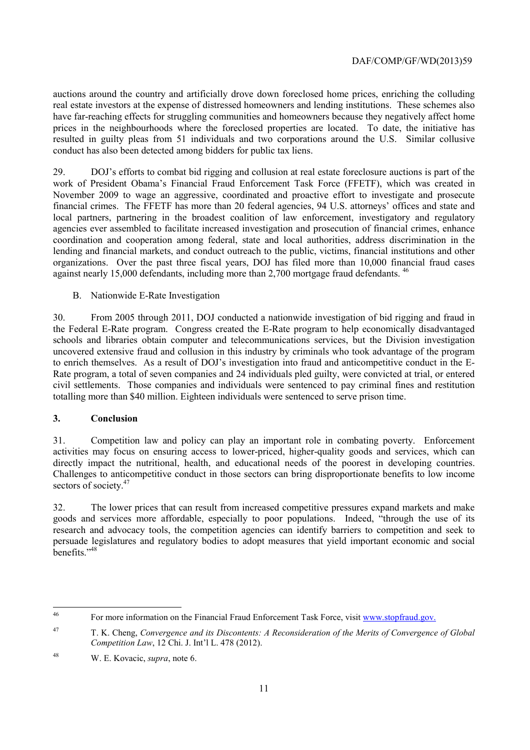auctions around the country and artificially drove down foreclosed home prices, enriching the colluding real estate investors at the expense of distressed homeowners and lending institutions. These schemes also have far-reaching effects for struggling communities and homeowners because they negatively affect home prices in the neighbourhoods where the foreclosed properties are located. To date, the initiative has resulted in guilty pleas from 51 individuals and two corporations around the U.S. Similar collusive conduct has also been detected among bidders for public tax liens.

29. DOJ's efforts to combat bid rigging and collusion at real estate foreclosure auctions is part of the work of President Obama's Financial Fraud Enforcement Task Force (FFETF), which was created in November 2009 to wage an aggressive, coordinated and proactive effort to investigate and prosecute financial crimes. The FFETF has more than 20 federal agencies, 94 U.S. attorneys' offices and state and local partners, partnering in the broadest coalition of law enforcement, investigatory and regulatory agencies ever assembled to facilitate increased investigation and prosecution of financial crimes, enhance coordination and cooperation among federal, state and local authorities, address discrimination in the lending and financial markets, and conduct outreach to the public, victims, financial institutions and other organizations. Over the past three fiscal years, DOJ has filed more than 10,000 financial fraud cases against nearly 15,000 defendants, including more than 2,700 mortgage fraud defendants. [46]

B. Nationwide E-Rate Investigation

30. From 2005 through 2011, DOJ conducted a nationwide investigation of bid rigging and fraud in the Federal E-Rate program. Congress created the E-Rate program to help economically disadvantaged schools and libraries obtain computer and telecommunications services, but the Division investigation uncovered extensive fraud and collusion in this industry by criminals who took advantage of the program to enrich themselves. As a result of DOJ's investigation into fraud and anticompetitive conduct in the E-Rate program, a total of seven companies and 24 individuals pled guilty, were convicted at trial, or entered civil settlements. Those companies and individuals were sentenced to pay criminal fines and restitution totalling more than $40 million. Eighteen individuals were sentenced to serve prison time.

## 3. Conclusion

31. Competition law and policy can play an important role in combating poverty. Enforcement activities may focus on ensuring access to lower-priced, higher-quality goods and services, which can directly impact the nutritional, health, and educational needs of the poorest in developing countries. Challenges to anticompetitive conduct in those sectors can bring disproportionate benefits to low income sectors of society.[47]

32. The lower prices that can result from increased competitive pressures expand markets and make goods and services more affordable, especially to poor populations. Indeed, "through the use of its research and advocacy tools, the competition agencies can identify barriers to competition and seek to persuade legislatures and regulatory bodies to adopt measures that yield important economic and social benefits."[48]

---

[46] For more information on the Financial Fraud Enforcement Task Force, visit www.stopfraud.gov.

[47] T. K. Cheng, *Convergence and its Discontents: A Reconsideration of the Merits of Convergence of Global Competition Law*, 12 Chi. J. Int'l L. 478 (2012).

[48] W. E. Kovacic, *supra*, note 6.